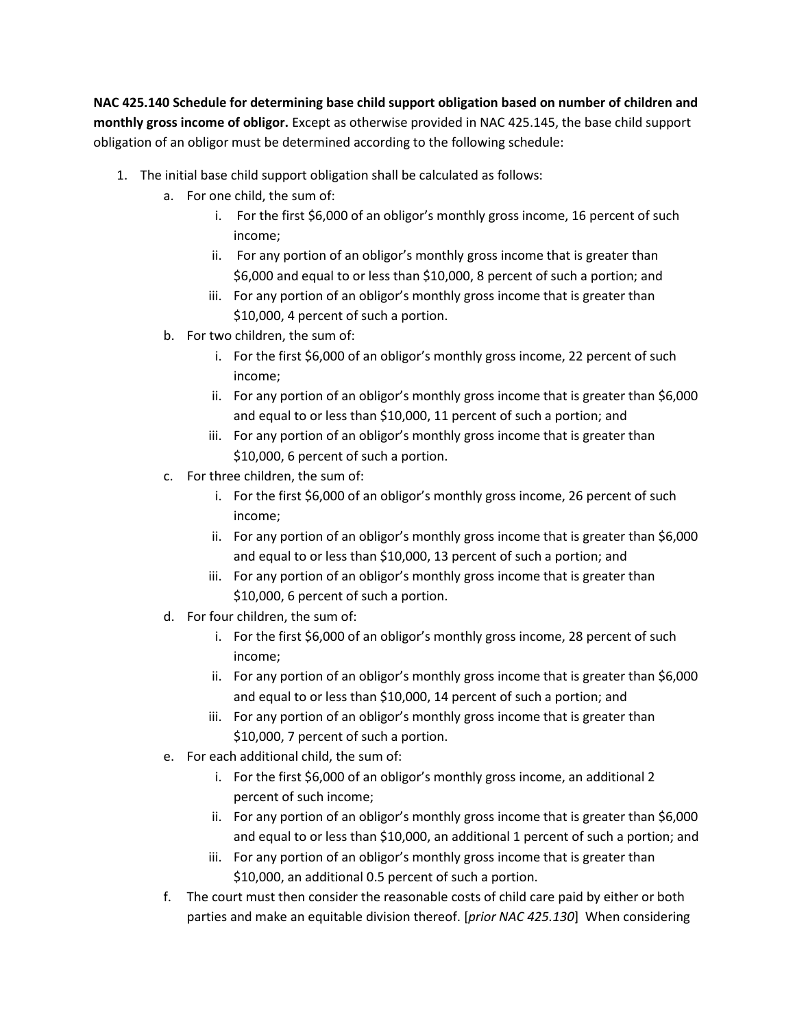**NAC 425.140 Schedule for determining base child support obligation based on number of children and monthly gross income of obligor.** Except as otherwise provided in NAC 425.145, the base child support obligation of an obligor must be determined according to the following schedule:

1. The initial base child support obligation shall be calculated as follows:
   a. For one child, the sum of:
      i. For the first $6,000 of an obligor's monthly gross income, 16 percent of such income;
      ii. For any portion of an obligor's monthly gross income that is greater than $6,000 and equal to or less than $10,000, 8 percent of such a portion; and
      iii. For any portion of an obligor's monthly gross income that is greater than $10,000, 4 percent of such a portion.
   b. For two children, the sum of:
      i. For the first $6,000 of an obligor's monthly gross income, 22 percent of such income;
      ii. For any portion of an obligor's monthly gross income that is greater than $6,000 and equal to or less than $10,000, 11 percent of such a portion; and
      iii. For any portion of an obligor's monthly gross income that is greater than $10,000, 6 percent of such a portion.
   c. For three children, the sum of:
      i. For the first $6,000 of an obligor's monthly gross income, 26 percent of such income;
      ii. For any portion of an obligor's monthly gross income that is greater than $6,000 and equal to or less than $10,000, 13 percent of such a portion; and
      iii. For any portion of an obligor's monthly gross income that is greater than $10,000, 6 percent of such a portion.
   d. For four children, the sum of:
      i. For the first $6,000 of an obligor's monthly gross income, 28 percent of such income;
      ii. For any portion of an obligor's monthly gross income that is greater than $6,000 and equal to or less than $10,000, 14 percent of such a portion; and
      iii. For any portion of an obligor's monthly gross income that is greater than $10,000, 7 percent of such a portion.
   e. For each additional child, the sum of:
      i. For the first $6,000 of an obligor's monthly gross income, an additional 2 percent of such income;
      ii. For any portion of an obligor's monthly gross income that is greater than $6,000 and equal to or less than $10,000, an additional 1 percent of such a portion; and
      iii. For any portion of an obligor's monthly gross income that is greater than $10,000, an additional 0.5 percent of such a portion.
   f. The court must then consider the reasonable costs of child care paid by either or both parties and make an equitable division thereof. [*prior NAC 425.130*] When considering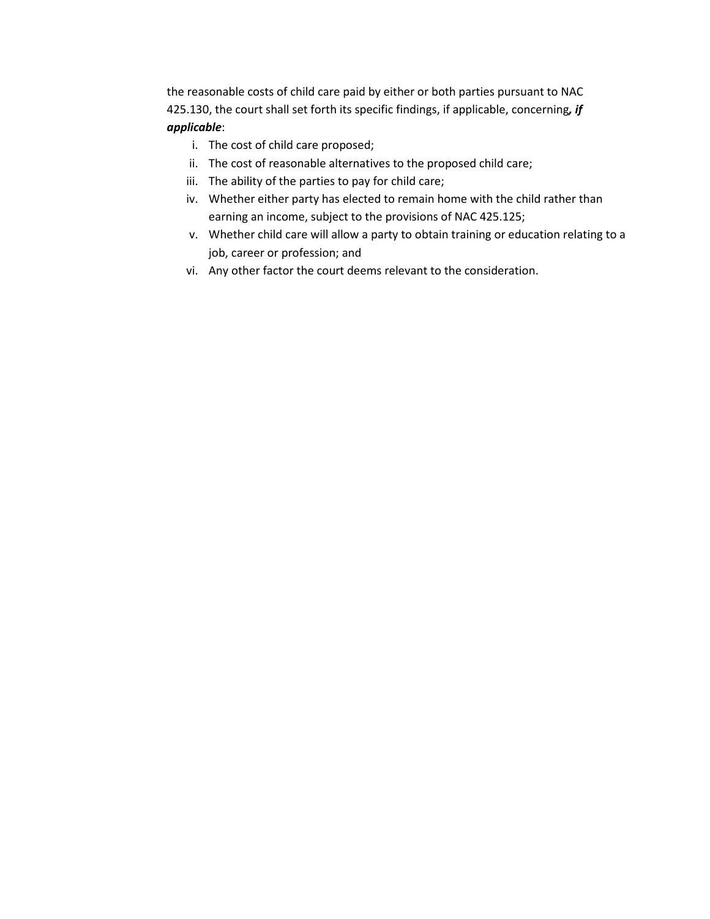the reasonable costs of child care paid by either or both parties pursuant to NAC 425.130, the court shall set forth its specific findings, if applicable, concerning***, if applicable***:

i. The cost of child care proposed;
ii. The cost of reasonable alternatives to the proposed child care;
iii. The ability of the parties to pay for child care;
iv. Whether either party has elected to remain home with the child rather than earning an income, subject to the provisions of NAC 425.125;
v. Whether child care will allow a party to obtain training or education relating to a job, career or profession; and
vi. Any other factor the court deems relevant to the consideration.